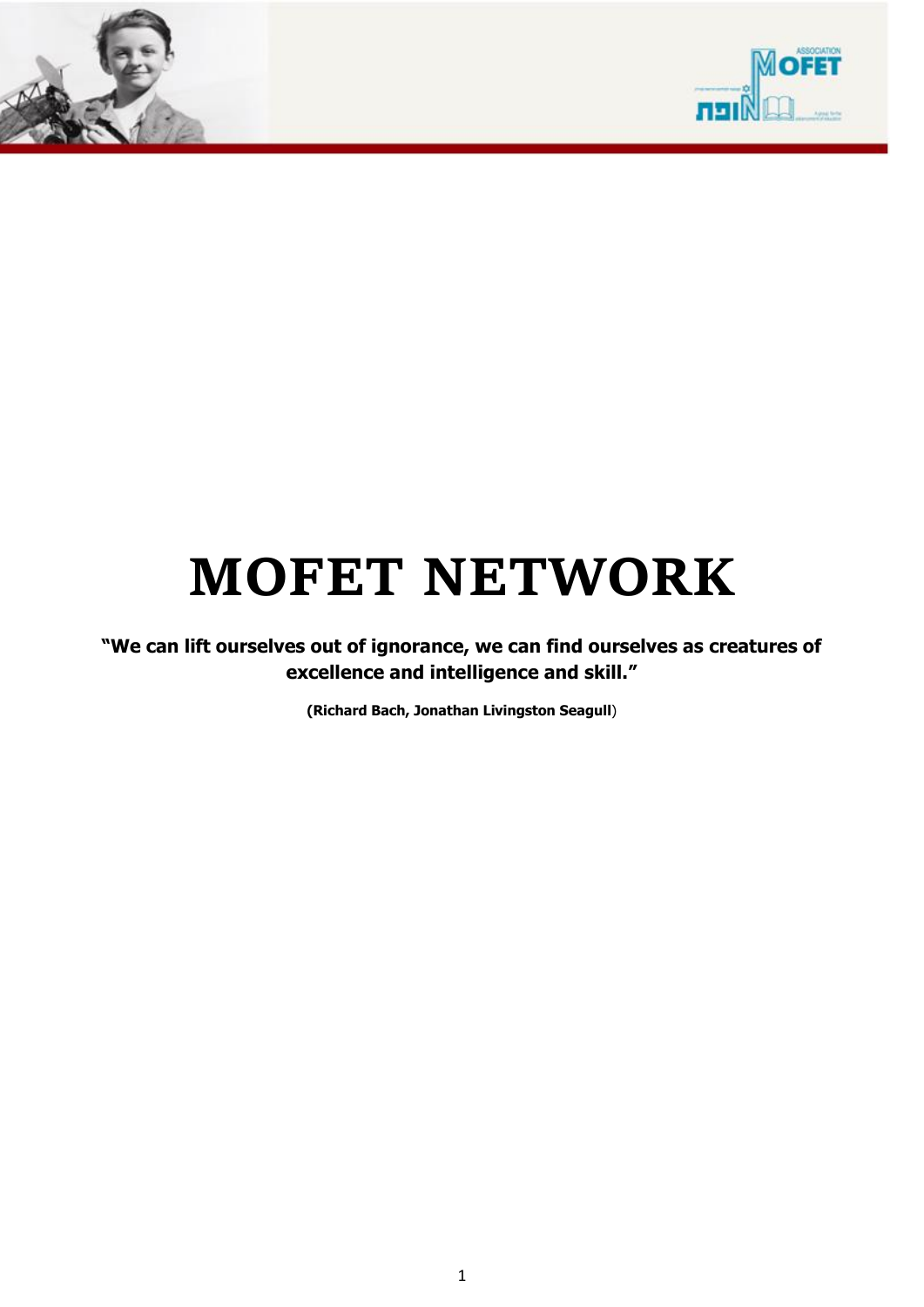# MOFET NETWORK

**"We can lift ourselves out of ignorance, we can find ourselves as creatures of excellence and intelligence and skill."**

**(Richard Bach, Jonathan Livingston Seagull**)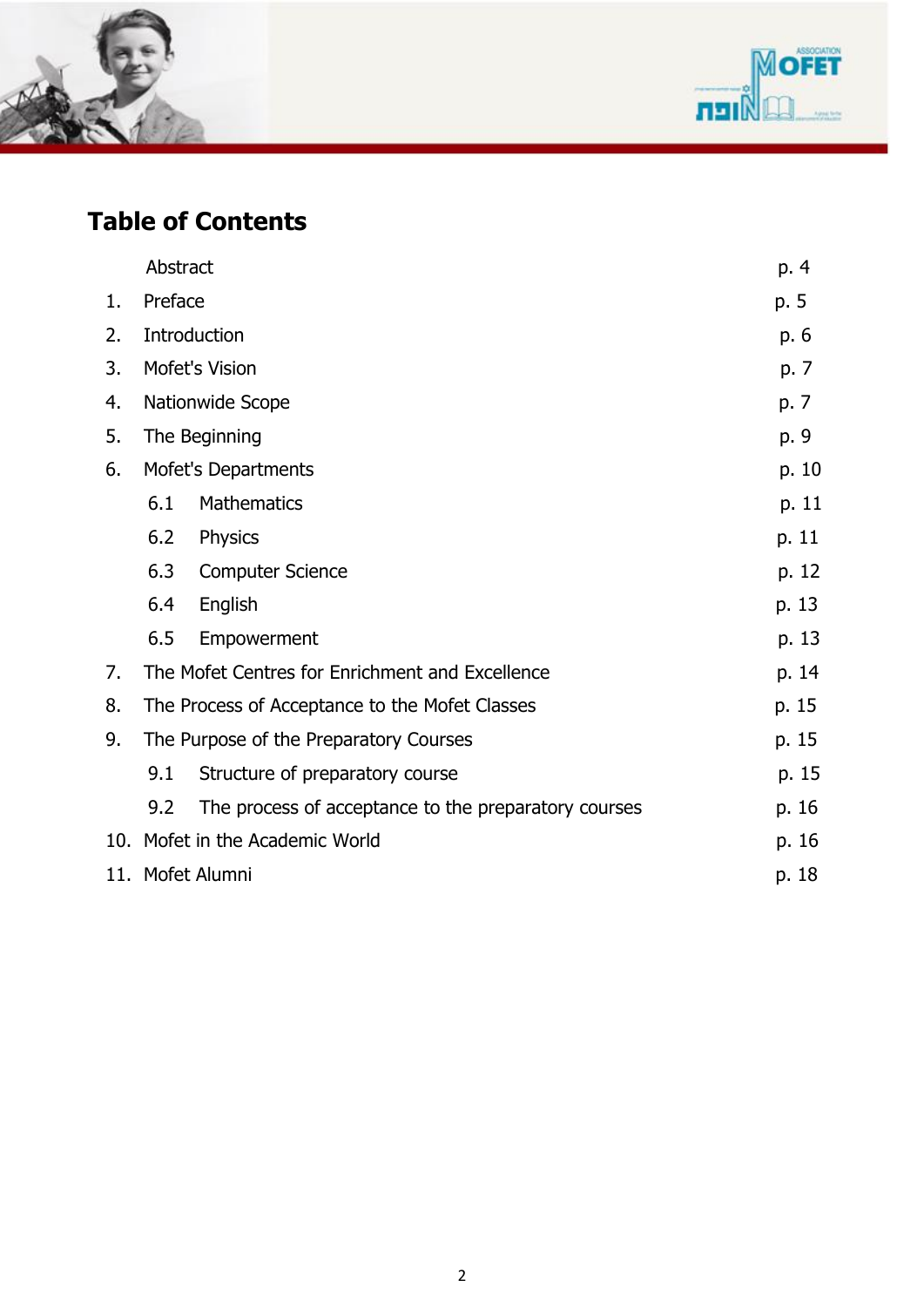# Table of Contents

| | | |
|---|---|---|
| | Abstract | p. 4 |
| 1. | Preface | p. 5 |
| 2. | Introduction | p. 6 |
| 3. | Mofet's Vision | p. 7 |
| 4. | Nationwide Scope | p. 7 |
| 5. | The Beginning | p. 9 |
| 6. | Mofet's Departments | p. 10 |
| | 6.1 Mathematics | p. 11 |
| | 6.2 Physics | p. 11 |
| | 6.3 Computer Science | p. 12 |
| | 6.4 English | p. 13 |
| | 6.5 Empowerment | p. 13 |
| 7. | The Mofet Centres for Enrichment and Excellence | p. 14 |
| 8. | The Process of Acceptance to the Mofet Classes | p. 15 |
| 9. | The Purpose of the Preparatory Courses | p. 15 |
| | 9.1 Structure of preparatory course | p. 15 |
| | 9.2 The process of acceptance to the preparatory courses | p. 16 |
| 10. | Mofet in the Academic World | p. 16 |
| 11. | Mofet Alumni | p. 18 |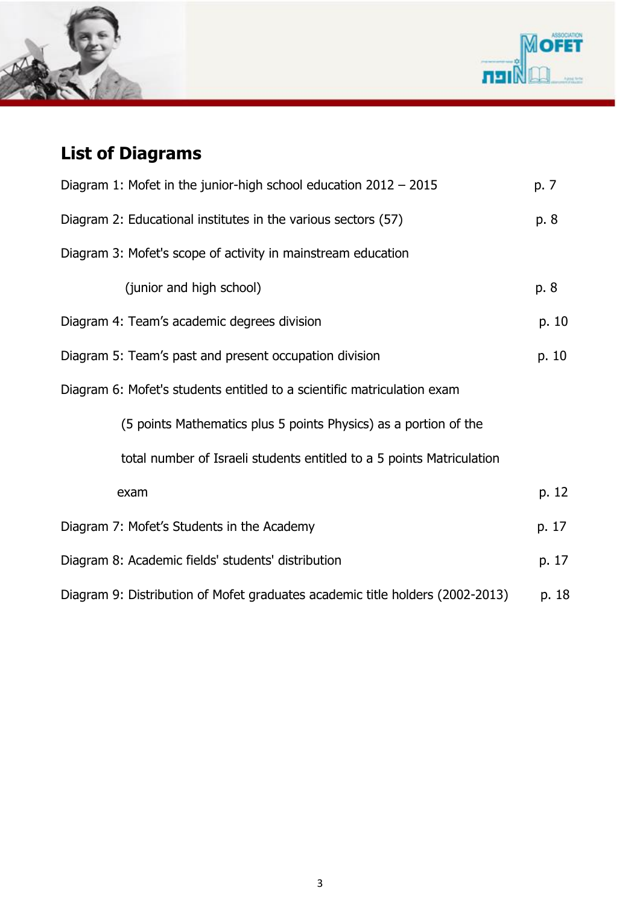## List of Diagrams

Diagram 1: Mofet in the junior-high school education 2012 – 2015 p. 7

Diagram 2: Educational institutes in the various sectors (57) p. 8

Diagram 3: Mofet's scope of activity in mainstream education (junior and high school) p. 8

Diagram 4: Team's academic degrees division p. 10

Diagram 5: Team's past and present occupation division p. 10

Diagram 6: Mofet's students entitled to a scientific matriculation exam (5 points Mathematics plus 5 points Physics) as a portion of the total number of Israeli students entitled to a 5 points Matriculation exam p. 12

Diagram 7: Mofet's Students in the Academy p. 17

Diagram 8: Academic fields' students' distribution p. 17

Diagram 9: Distribution of Mofet graduates academic title holders (2002-2013) p. 18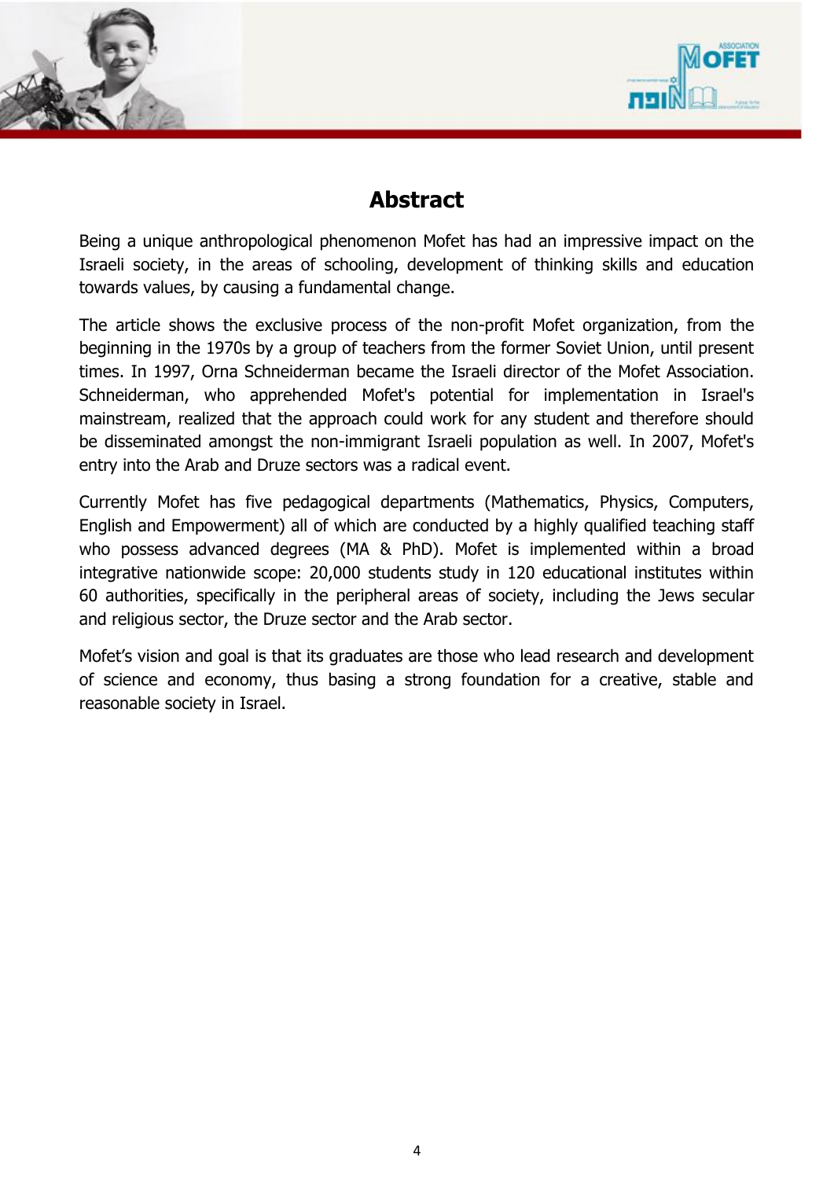# Abstract

Being a unique anthropological phenomenon Mofet has had an impressive impact on the Israeli society, in the areas of schooling, development of thinking skills and education towards values, by causing a fundamental change.

The article shows the exclusive process of the non-profit Mofet organization, from the beginning in the 1970s by a group of teachers from the former Soviet Union, until present times. In 1997, Orna Schneiderman became the Israeli director of the Mofet Association. Schneiderman, who apprehended Mofet's potential for implementation in Israel's mainstream, realized that the approach could work for any student and therefore should be disseminated amongst the non-immigrant Israeli population as well. In 2007, Mofet's entry into the Arab and Druze sectors was a radical event.

Currently Mofet has five pedagogical departments (Mathematics, Physics, Computers, English and Empowerment) all of which are conducted by a highly qualified teaching staff who possess advanced degrees (MA & PhD). Mofet is implemented within a broad integrative nationwide scope: 20,000 students study in 120 educational institutes within 60 authorities, specifically in the peripheral areas of society, including the Jews secular and religious sector, the Druze sector and the Arab sector.

Mofet's vision and goal is that its graduates are those who lead research and development of science and economy, thus basing a strong foundation for a creative, stable and reasonable society in Israel.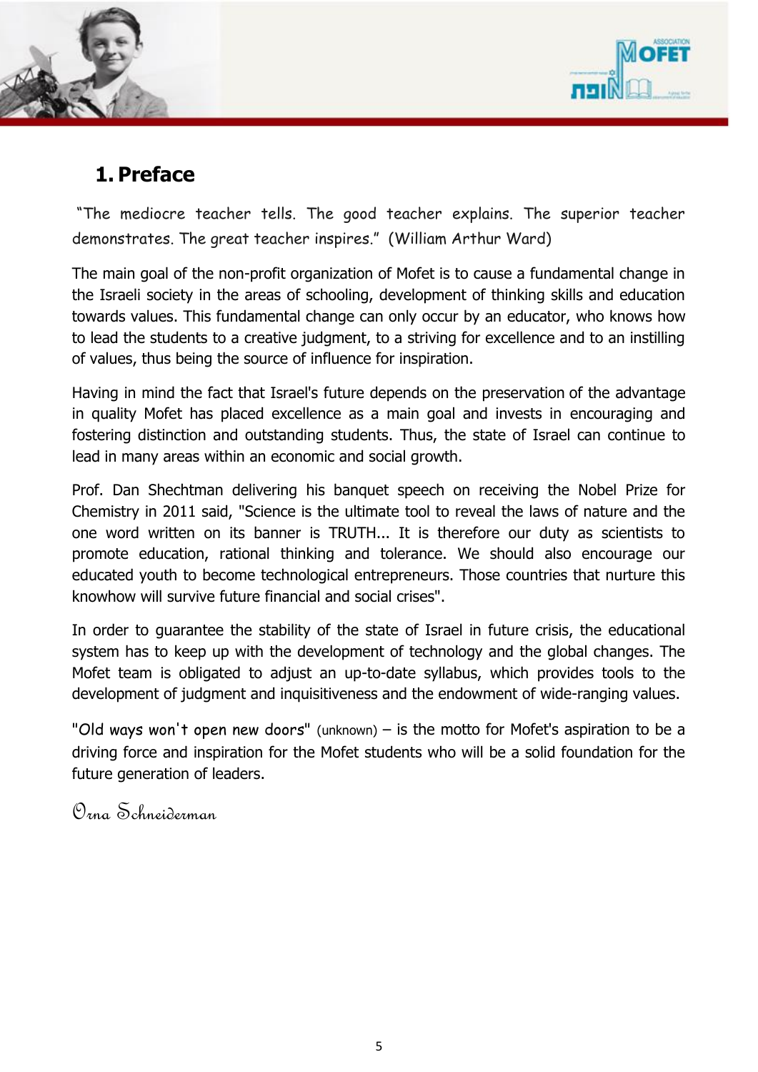# 1. Preface

"The mediocre teacher tells. The good teacher explains. The superior teacher demonstrates. The great teacher inspires." (William Arthur Ward)

The main goal of the non-profit organization of Mofet is to cause a fundamental change in the Israeli society in the areas of schooling, development of thinking skills and education towards values. This fundamental change can only occur by an educator, who knows how to lead the students to a creative judgment, to a striving for excellence and to an instilling of values, thus being the source of influence for inspiration.

Having in mind the fact that Israel's future depends on the preservation of the advantage in quality Mofet has placed excellence as a main goal and invests in encouraging and fostering distinction and outstanding students. Thus, the state of Israel can continue to lead in many areas within an economic and social growth.

Prof. Dan Shechtman delivering his banquet speech on receiving the Nobel Prize for Chemistry in 2011 said, "Science is the ultimate tool to reveal the laws of nature and the one word written on its banner is TRUTH... It is therefore our duty as scientists to promote education, rational thinking and tolerance. We should also encourage our educated youth to become technological entrepreneurs. Those countries that nurture this knowhow will survive future financial and social crises".

In order to guarantee the stability of the state of Israel in future crisis, the educational system has to keep up with the development of technology and the global changes. The Mofet team is obligated to adjust an up-to-date syllabus, which provides tools to the development of judgment and inquisitiveness and the endowment of wide-ranging values.

"Old ways won't open new doors" (unknown) – is the motto for Mofet's aspiration to be a driving force and inspiration for the Mofet students who will be a solid foundation for the future generation of leaders.

*Orna Schneiderman*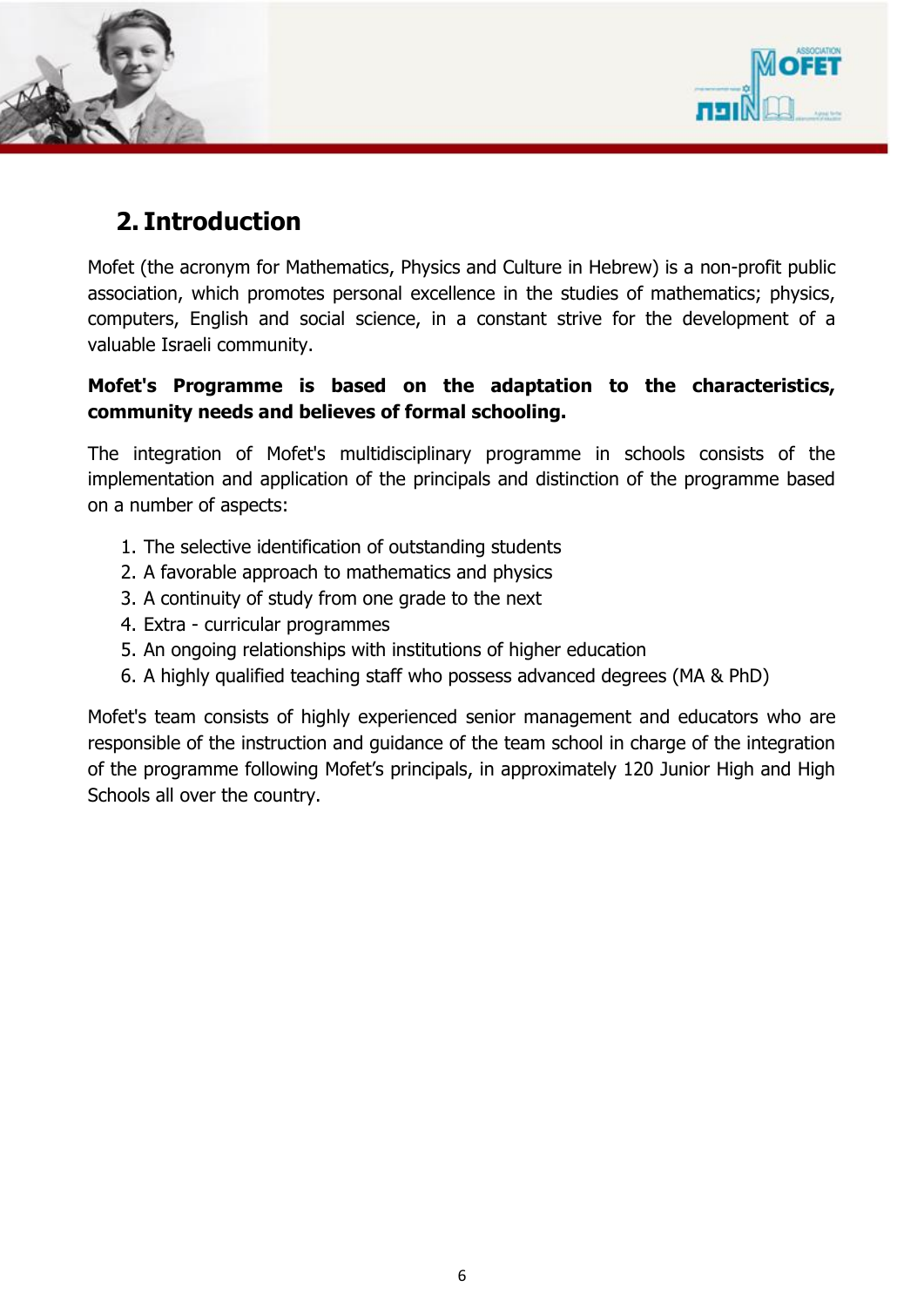## 2. Introduction

Mofet (the acronym for Mathematics, Physics and Culture in Hebrew) is a non-profit public association, which promotes personal excellence in the studies of mathematics; physics, computers, English and social science, in a constant strive for the development of a valuable Israeli community.

**Mofet's Programme is based on the adaptation to the characteristics, community needs and believes of formal schooling.**

The integration of Mofet's multidisciplinary programme in schools consists of the implementation and application of the principals and distinction of the programme based on a number of aspects:

1. The selective identification of outstanding students
2. A favorable approach to mathematics and physics
3. A continuity of study from one grade to the next
4. Extra - curricular programmes
5. An ongoing relationships with institutions of higher education
6. A highly qualified teaching staff who possess advanced degrees (MA & PhD)

Mofet's team consists of highly experienced senior management and educators who are responsible of the instruction and guidance of the team school in charge of the integration of the programme following Mofet's principals, in approximately 120 Junior High and High Schools all over the country.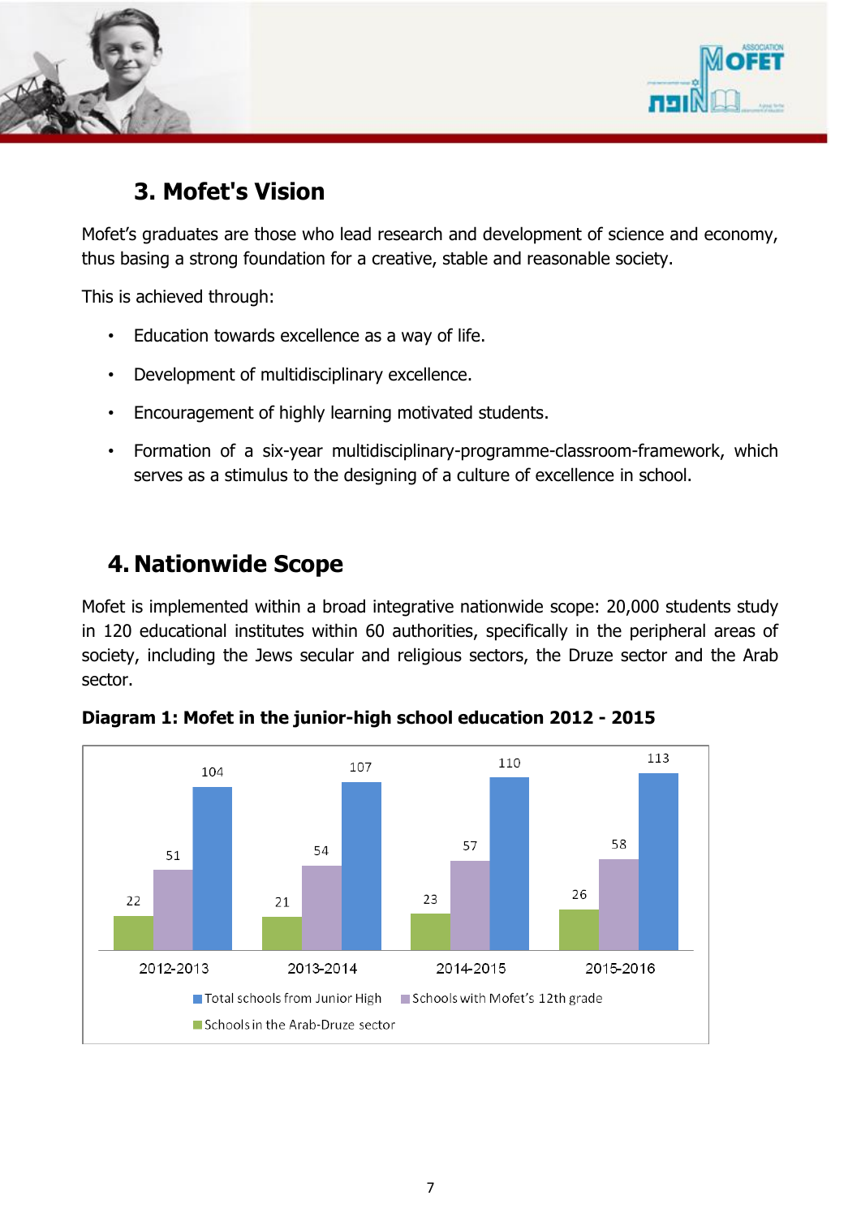## 3. Mofet's Vision

Mofet's graduates are those who lead research and development of science and economy, thus basing a strong foundation for a creative, stable and reasonable society.

This is achieved through:

- Education towards excellence as a way of life.
- Development of multidisciplinary excellence.
- Encouragement of highly learning motivated students.
- Formation of a six-year multidisciplinary-programme-classroom-framework, which serves as a stimulus to the designing of a culture of excellence in school.

## 4. Nationwide Scope

Mofet is implemented within a broad integrative nationwide scope: 20,000 students study in 120 educational institutes within 60 authorities, specifically in the peripheral areas of society, including the Jews secular and religious sectors, the Druze sector and the Arab sector.

**Diagram 1: Mofet in the junior-high school education 2012 - 2015**

| | 2012-2013 | 2013-2014 | 2014-2015 | 2015-2016 |
|---|---|---|---|---|
| Schools in the Arab-Druze sector | 22 | 21 | 23 | 26 |
| Schools with Mofet's 12th grade | 51 | 54 | 57 | 58 |
| Total schools from Junior High | 104 | 107 | 110 | 113 |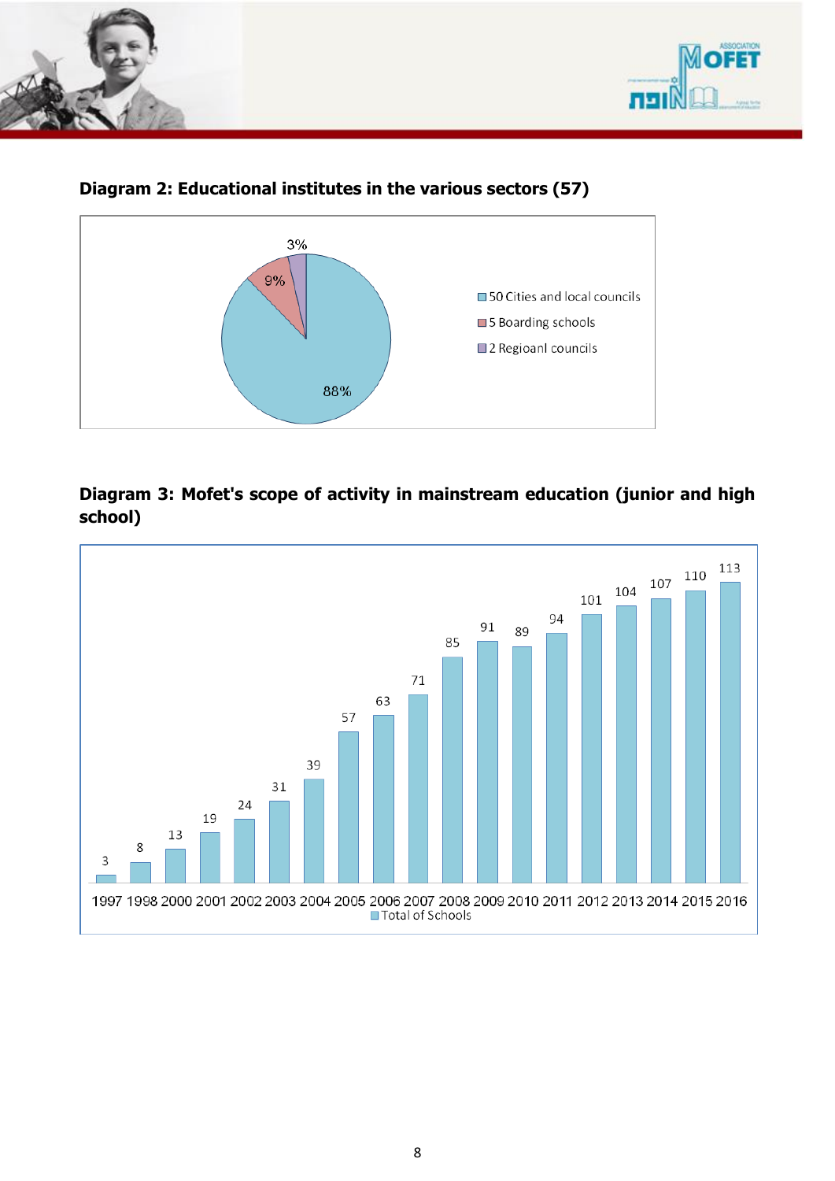**Diagram 2: Educational institutes in the various sectors (57)**

| Sector | Share |
|---|---|
| 50 Cities and local councils | 88% |
| 5 Boarding schools | 9% |
| 2 Regioanl councils | 3% |

**Diagram 3: Mofet's scope of activity in mainstream education (junior and high school)**

| Year | Total of Schools |
|---|---|
| 1997 | 3 |
| 1998 | 8 |
| 2000 | 13 |
| 2001 | 19 |
| 2002 | 24 |
| 2003 | 31 |
| 2004 | 39 |
| 2005 | 57 |
| 2006 | 63 |
| 2007 | 71 |
| 2008 | 85 |
| 2009 | 91 |
| 2010 | 89 |
| 2011 | 94 |
| 2012 | 101 |
| 2013 | 104 |
| 2014 | 107 |
| 2015 | 110 |
| 2016 | 113 |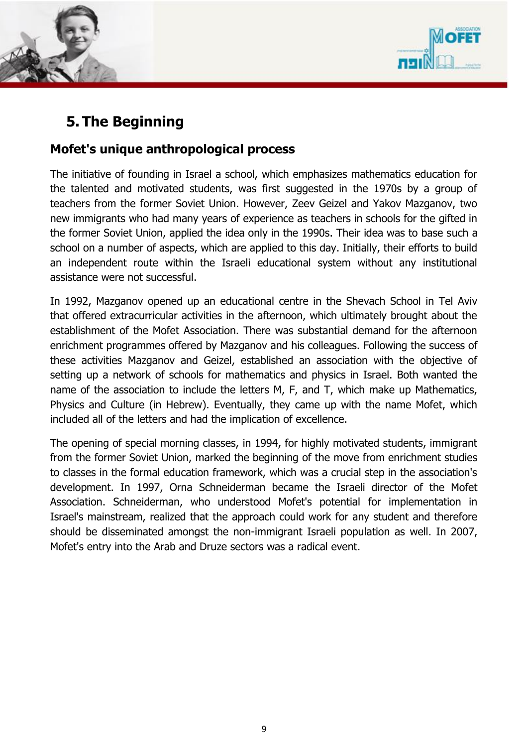## 5. The Beginning

### Mofet's unique anthropological process

The initiative of founding in Israel a school, which emphasizes mathematics education for the talented and motivated students, was first suggested in the 1970s by a group of teachers from the former Soviet Union. However, Zeev Geizel and Yakov Mazganov, two new immigrants who had many years of experience as teachers in schools for the gifted in the former Soviet Union, applied the idea only in the 1990s. Their idea was to base such a school on a number of aspects, which are applied to this day. Initially, their efforts to build an independent route within the Israeli educational system without any institutional assistance were not successful.

In 1992, Mazganov opened up an educational centre in the Shevach School in Tel Aviv that offered extracurricular activities in the afternoon, which ultimately brought about the establishment of the Mofet Association. There was substantial demand for the afternoon enrichment programmes offered by Mazganov and his colleagues. Following the success of these activities Mazganov and Geizel, established an association with the objective of setting up a network of schools for mathematics and physics in Israel. Both wanted the name of the association to include the letters M, F, and T, which make up Mathematics, Physics and Culture (in Hebrew). Eventually, they came up with the name Mofet, which included all of the letters and had the implication of excellence.

The opening of special morning classes, in 1994, for highly motivated students, immigrant from the former Soviet Union, marked the beginning of the move from enrichment studies to classes in the formal education framework, which was a crucial step in the association's development. In 1997, Orna Schneiderman became the Israeli director of the Mofet Association. Schneiderman, who understood Mofet's potential for implementation in Israel's mainstream, realized that the approach could work for any student and therefore should be disseminated amongst the non-immigrant Israeli population as well. In 2007, Mofet's entry into the Arab and Druze sectors was a radical event.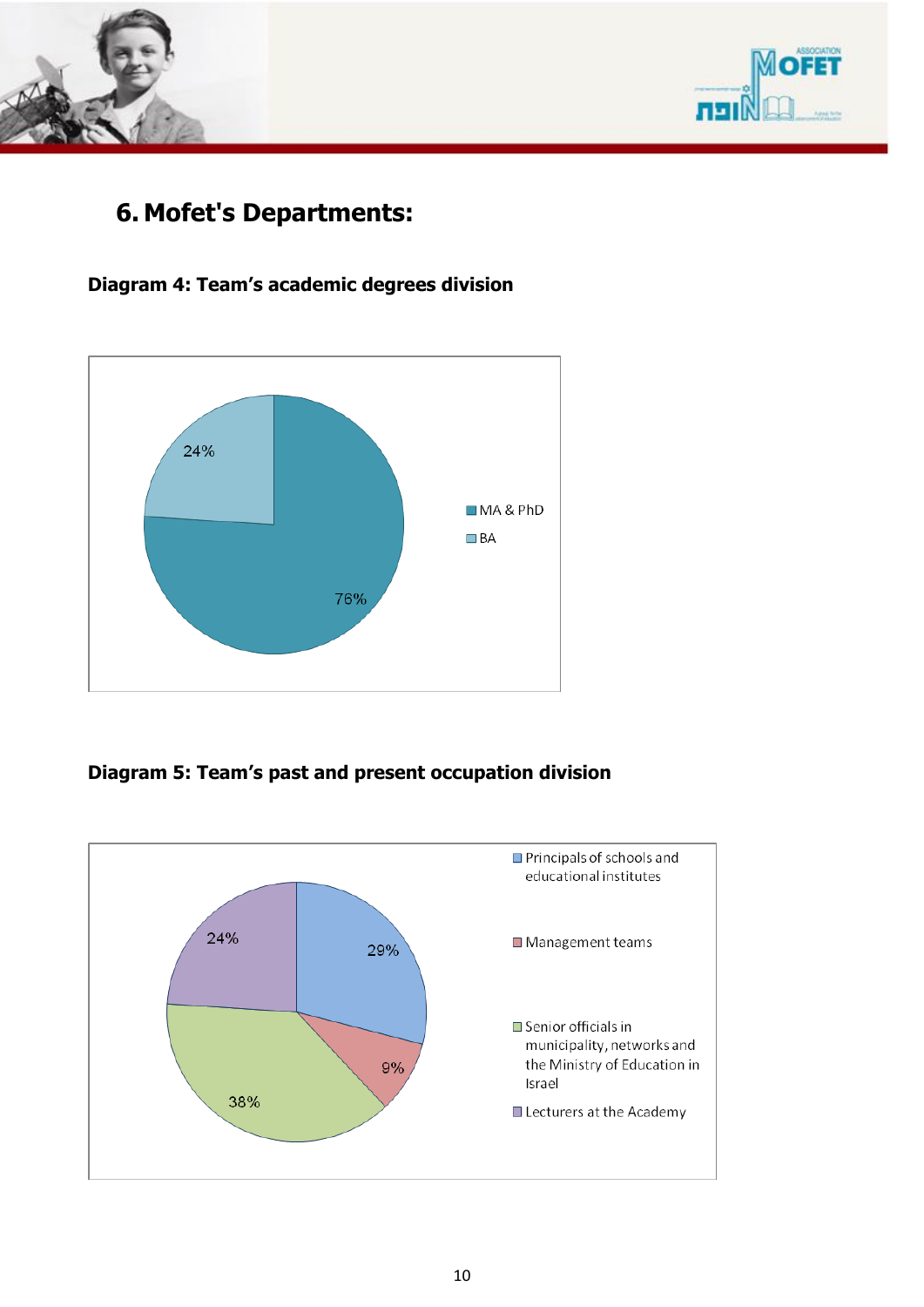## 6. Mofet's Departments:

**Diagram 4: Team's academic degrees division**

24%

76%

MA & PhD

BA

**Diagram 5: Team's past and present occupation division**

24%

29%

9%

38%

Principals of schools and educational institutes

Management teams

Senior officials in municipality, networks and the Ministry of Education in Israel

Lecturers at the Academy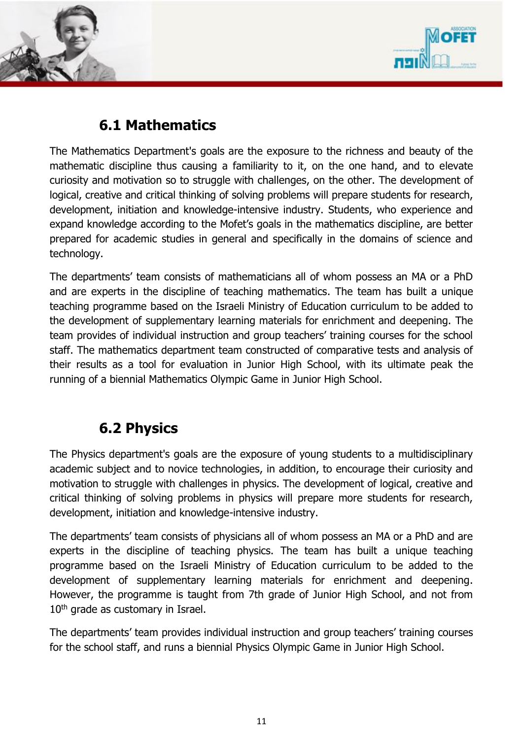## 6.1 Mathematics

The Mathematics Department's goals are the exposure to the richness and beauty of the mathematic discipline thus causing a familiarity to it, on the one hand, and to elevate curiosity and motivation so to struggle with challenges, on the other. The development of logical, creative and critical thinking of solving problems will prepare students for research, development, initiation and knowledge-intensive industry. Students, who experience and expand knowledge according to the Mofet's goals in the mathematics discipline, are better prepared for academic studies in general and specifically in the domains of science and technology.

The departments' team consists of mathematicians all of whom possess an MA or a PhD and are experts in the discipline of teaching mathematics. The team has built a unique teaching programme based on the Israeli Ministry of Education curriculum to be added to the development of supplementary learning materials for enrichment and deepening. The team provides of individual instruction and group teachers' training courses for the school staff. The mathematics department team constructed of comparative tests and analysis of their results as a tool for evaluation in Junior High School, with its ultimate peak the running of a biennial Mathematics Olympic Game in Junior High School.

## 6.2 Physics

The Physics department's goals are the exposure of young students to a multidisciplinary academic subject and to novice technologies, in addition, to encourage their curiosity and motivation to struggle with challenges in physics. The development of logical, creative and critical thinking of solving problems in physics will prepare more students for research, development, initiation and knowledge-intensive industry.

The departments' team consists of physicians all of whom possess an MA or a PhD and are experts in the discipline of teaching physics. The team has built a unique teaching programme based on the Israeli Ministry of Education curriculum to be added to the development of supplementary learning materials for enrichment and deepening. However, the programme is taught from 7th grade of Junior High School, and not from 10th grade as customary in Israel.

The departments' team provides individual instruction and group teachers' training courses for the school staff, and runs a biennial Physics Olympic Game in Junior High School.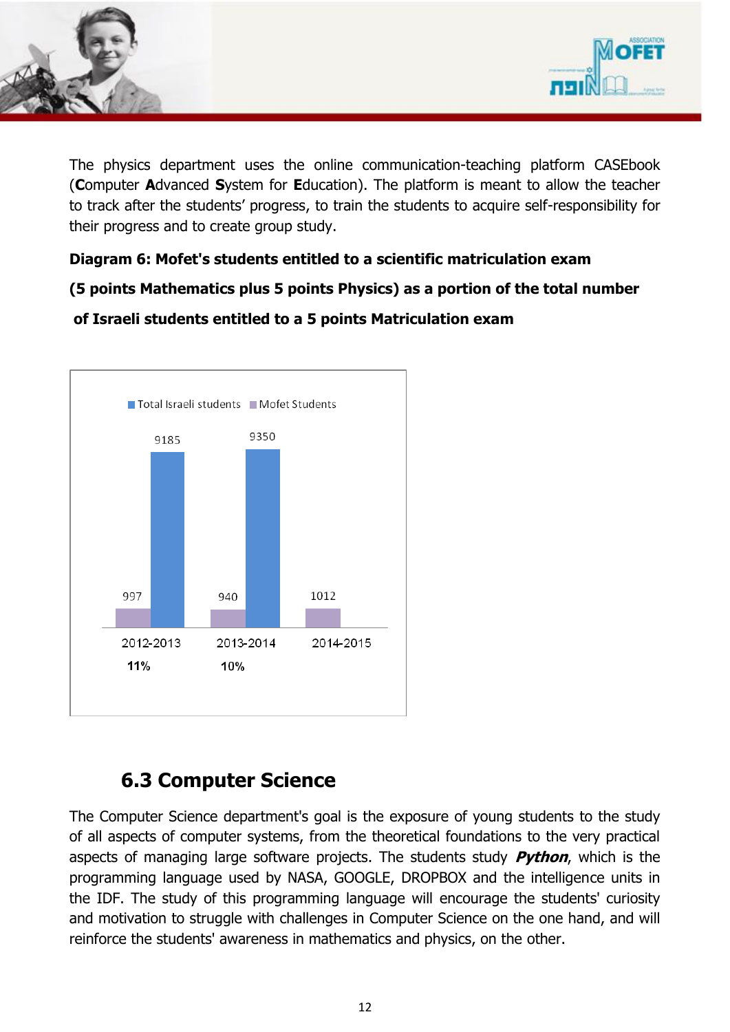The physics department uses the online communication-teaching platform CASEbook (**C**omputer **A**dvanced **S**ystem for **E**ducation). The platform is meant to allow the teacher to track after the students' progress, to train the students to acquire self-responsibility for their progress and to create group study.

**Diagram 6: Mofet's students entitled to a scientific matriculation exam**

**(5 points Mathematics plus 5 points Physics) as a portion of the total number**

**of Israeli students entitled to a 5 points Matriculation exam**

| | 2012-2013 | 2013-2014 | 2014-2015 |
|---|---|---|---|
| Total Israeli students | 9185 | 9350 | |
| Mofet Students | 997 | 940 | 1012 |
| | 11% | 10% | |

## 6.3 Computer Science

The Computer Science department's goal is the exposure of young students to the study of all aspects of computer systems, from the theoretical foundations to the very practical aspects of managing large software projects. The students study ***Python***, which is the programming language used by NASA, GOOGLE, DROPBOX and the intelligence units in the IDF. The study of this programming language will encourage the students' curiosity and motivation to struggle with challenges in Computer Science on the one hand, and will reinforce the students' awareness in mathematics and physics, on the other.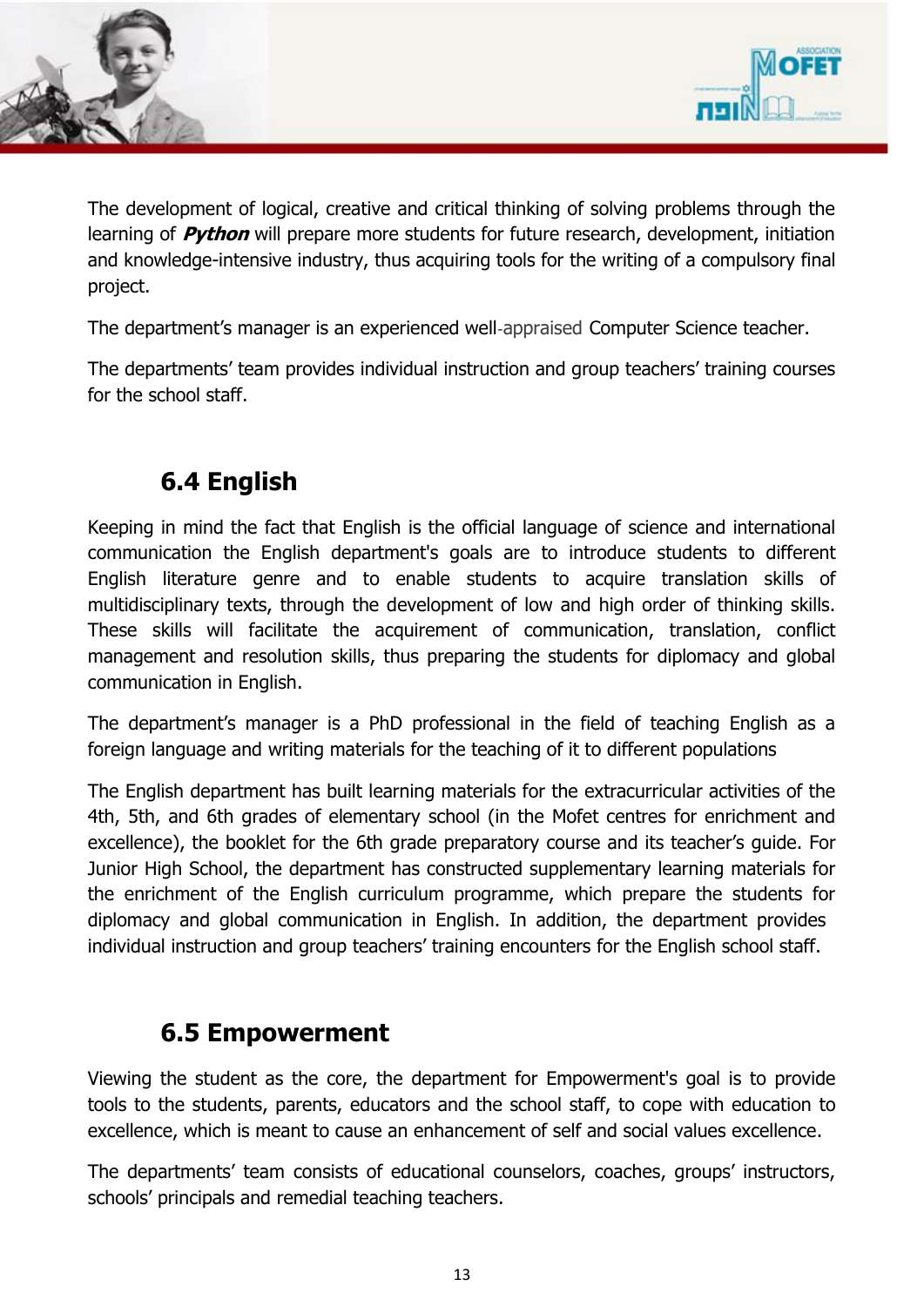The development of logical, creative and critical thinking of solving problems through the learning of ***Python*** will prepare more students for future research, development, initiation and knowledge-intensive industry, thus acquiring tools for the writing of a compulsory final project.

The department's manager is an experienced well-appraised Computer Science teacher.

The departments' team provides individual instruction and group teachers' training courses for the school staff.

## 6.4 English

Keeping in mind the fact that English is the official language of science and international communication the English department's goals are to introduce students to different English literature genre and to enable students to acquire translation skills of multidisciplinary texts, through the development of low and high order of thinking skills. These skills will facilitate the acquirement of communication, translation, conflict management and resolution skills, thus preparing the students for diplomacy and global communication in English.

The department's manager is a PhD professional in the field of teaching English as a foreign language and writing materials for the teaching of it to different populations

The English department has built learning materials for the extracurricular activities of the 4th, 5th, and 6th grades of elementary school (in the Mofet centres for enrichment and excellence), the booklet for the 6th grade preparatory course and its teacher's guide. For Junior High School, the department has constructed supplementary learning materials for the enrichment of the English curriculum programme, which prepare the students for diplomacy and global communication in English. In addition, the department provides individual instruction and group teachers' training encounters for the English school staff.

## 6.5 Empowerment

Viewing the student as the core, the department for Empowerment's goal is to provide tools to the students, parents, educators and the school staff, to cope with education to excellence, which is meant to cause an enhancement of self and social values excellence.

The departments' team consists of educational counselors, coaches, groups' instructors, schools' principals and remedial teaching teachers.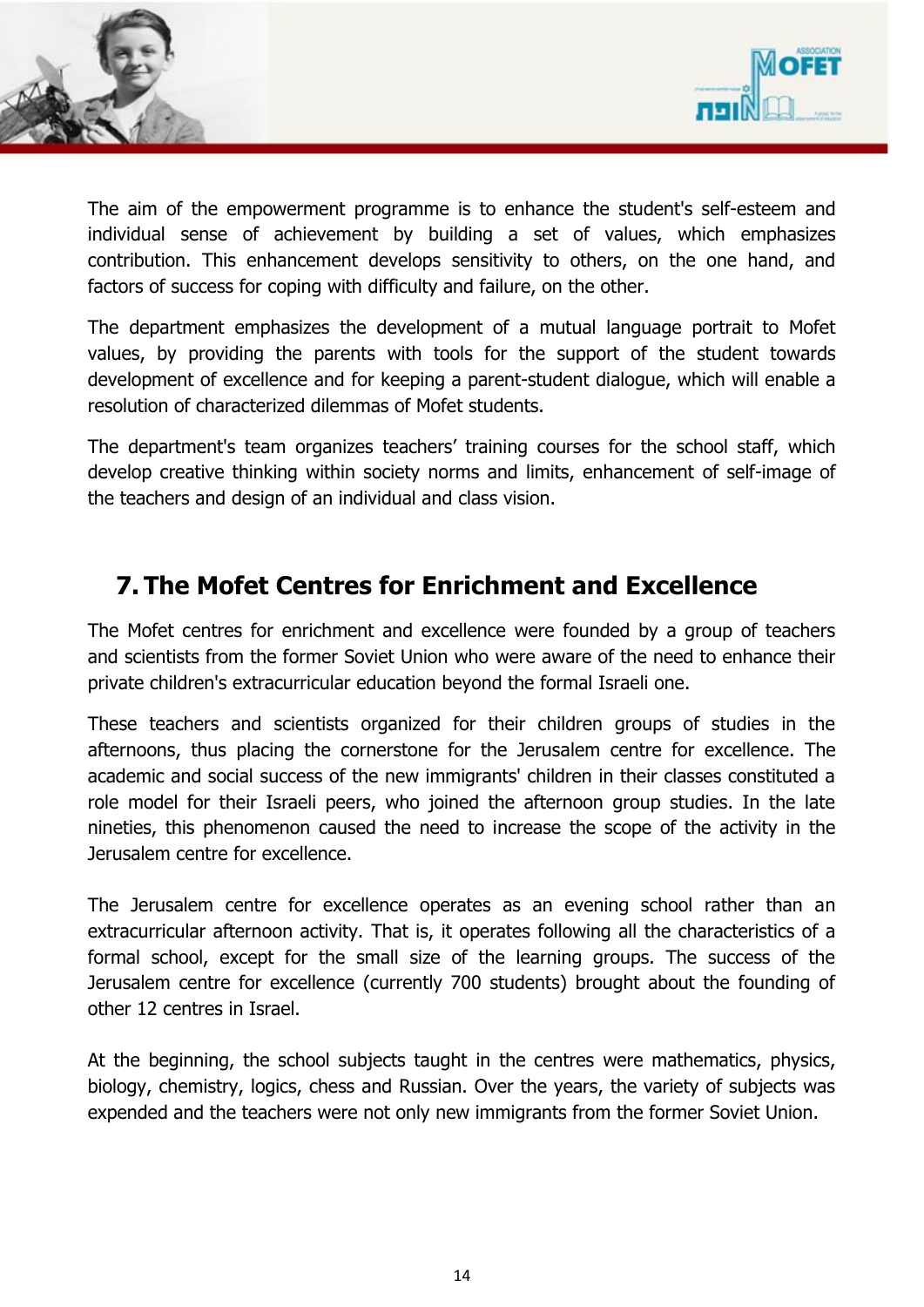The aim of the empowerment programme is to enhance the student's self-esteem and individual sense of achievement by building a set of values, which emphasizes contribution. This enhancement develops sensitivity to others, on the one hand, and factors of success for coping with difficulty and failure, on the other.

The department emphasizes the development of a mutual language portrait to Mofet values, by providing the parents with tools for the support of the student towards development of excellence and for keeping a parent-student dialogue, which will enable a resolution of characterized dilemmas of Mofet students.

The department's team organizes teachers' training courses for the school staff, which develop creative thinking within society norms and limits, enhancement of self-image of the teachers and design of an individual and class vision.

## 7. The Mofet Centres for Enrichment and Excellence

The Mofet centres for enrichment and excellence were founded by a group of teachers and scientists from the former Soviet Union who were aware of the need to enhance their private children's extracurricular education beyond the formal Israeli one.

These teachers and scientists organized for their children groups of studies in the afternoons, thus placing the cornerstone for the Jerusalem centre for excellence. The academic and social success of the new immigrants' children in their classes constituted a role model for their Israeli peers, who joined the afternoon group studies. In the late nineties, this phenomenon caused the need to increase the scope of the activity in the Jerusalem centre for excellence.

The Jerusalem centre for excellence operates as an evening school rather than an extracurricular afternoon activity. That is, it operates following all the characteristics of a formal school, except for the small size of the learning groups. The success of the Jerusalem centre for excellence (currently 700 students) brought about the founding of other 12 centres in Israel.

At the beginning, the school subjects taught in the centres were mathematics, physics, biology, chemistry, logics, chess and Russian. Over the years, the variety of subjects was expended and the teachers were not only new immigrants from the former Soviet Union.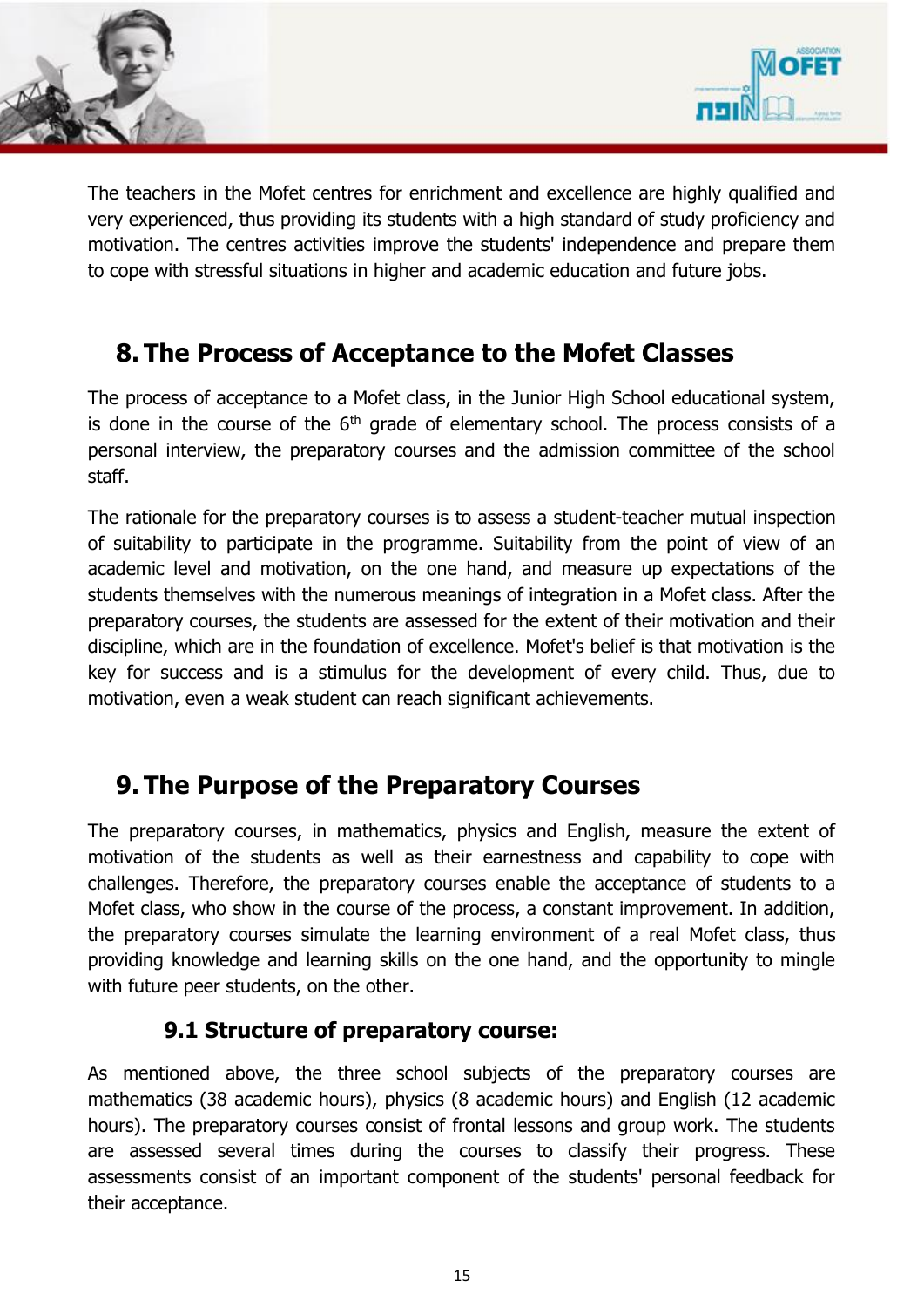The teachers in the Mofet centres for enrichment and excellence are highly qualified and very experienced, thus providing its students with a high standard of study proficiency and motivation. The centres activities improve the students' independence and prepare them to cope with stressful situations in higher and academic education and future jobs.

## 8. The Process of Acceptance to the Mofet Classes

The process of acceptance to a Mofet class, in the Junior High School educational system, is done in the course of the 6th grade of elementary school. The process consists of a personal interview, the preparatory courses and the admission committee of the school staff.

The rationale for the preparatory courses is to assess a student-teacher mutual inspection of suitability to participate in the programme. Suitability from the point of view of an academic level and motivation, on the one hand, and measure up expectations of the students themselves with the numerous meanings of integration in a Mofet class. After the preparatory courses, the students are assessed for the extent of their motivation and their discipline, which are in the foundation of excellence. Mofet's belief is that motivation is the key for success and is a stimulus for the development of every child. Thus, due to motivation, even a weak student can reach significant achievements.

## 9. The Purpose of the Preparatory Courses

The preparatory courses, in mathematics, physics and English, measure the extent of motivation of the students as well as their earnestness and capability to cope with challenges. Therefore, the preparatory courses enable the acceptance of students to a Mofet class, who show in the course of the process, a constant improvement. In addition, the preparatory courses simulate the learning environment of a real Mofet class, thus providing knowledge and learning skills on the one hand, and the opportunity to mingle with future peer students, on the other.

### 9.1 Structure of preparatory course:

As mentioned above, the three school subjects of the preparatory courses are mathematics (38 academic hours), physics (8 academic hours) and English (12 academic hours). The preparatory courses consist of frontal lessons and group work. The students are assessed several times during the courses to classify their progress. These assessments consist of an important component of the students' personal feedback for their acceptance.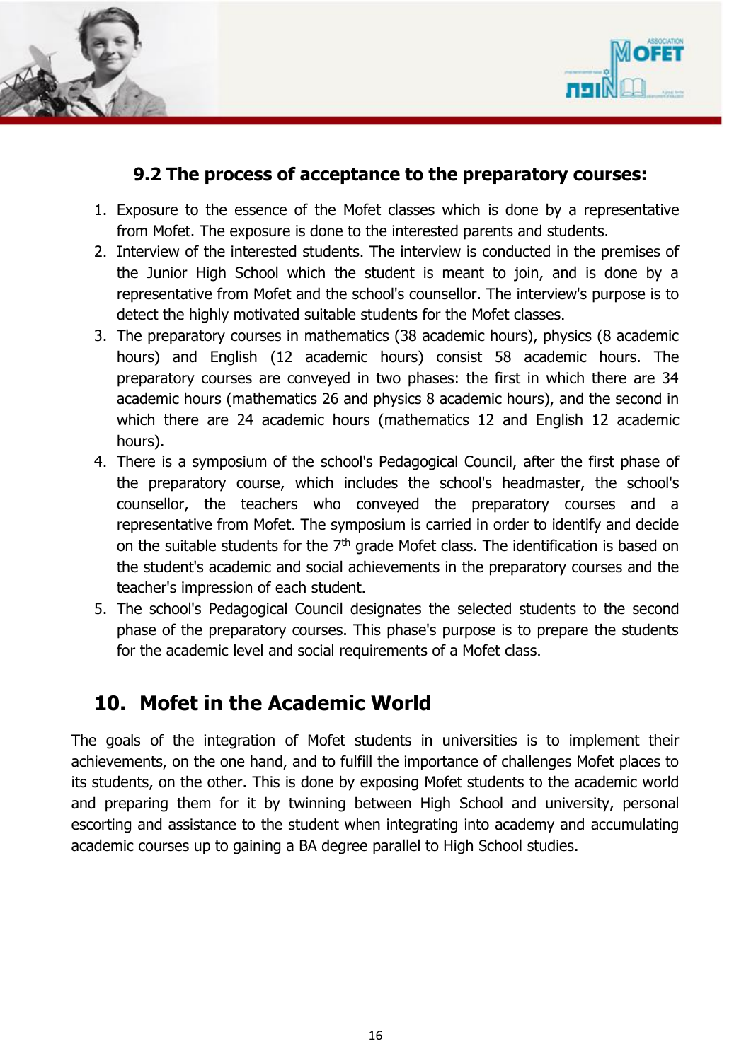### 9.2 The process of acceptance to the preparatory courses:

1. Exposure to the essence of the Mofet classes which is done by a representative from Mofet. The exposure is done to the interested parents and students.
2. Interview of the interested students. The interview is conducted in the premises of the Junior High School which the student is meant to join, and is done by a representative from Mofet and the school's counsellor. The interview's purpose is to detect the highly motivated suitable students for the Mofet classes.
3. The preparatory courses in mathematics (38 academic hours), physics (8 academic hours) and English (12 academic hours) consist 58 academic hours. The preparatory courses are conveyed in two phases: the first in which there are 34 academic hours (mathematics 26 and physics 8 academic hours), and the second in which there are 24 academic hours (mathematics 12 and English 12 academic hours).
4. There is a symposium of the school's Pedagogical Council, after the first phase of the preparatory course, which includes the school's headmaster, the school's counsellor, the teachers who conveyed the preparatory courses and a representative from Mofet. The symposium is carried in order to identify and decide on the suitable students for the 7th grade Mofet class. The identification is based on the student's academic and social achievements in the preparatory courses and the teacher's impression of each student.
5. The school's Pedagogical Council designates the selected students to the second phase of the preparatory courses. This phase's purpose is to prepare the students for the academic level and social requirements of a Mofet class.

## 10. Mofet in the Academic World

The goals of the integration of Mofet students in universities is to implement their achievements, on the one hand, and to fulfill the importance of challenges Mofet places to its students, on the other. This is done by exposing Mofet students to the academic world and preparing them for it by twinning between High School and university, personal escorting and assistance to the student when integrating into academy and accumulating academic courses up to gaining a BA degree parallel to High School studies.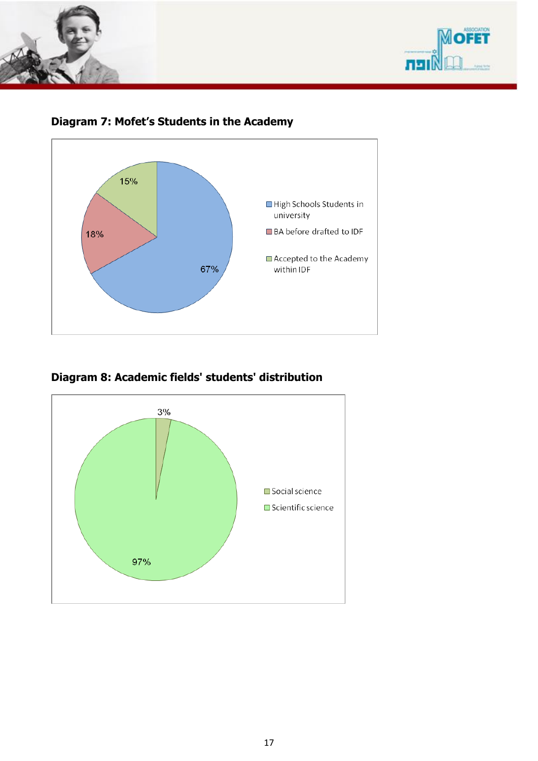## Diagram 7: Mofet's Students in the Academy

15%

18%

67%

- High Schools Students in university
- BA before drafted to IDF
- Accepted to the Academy within IDF

## Diagram 8: Academic fields' students' distribution

3%

97%

- Social science
- Scientific science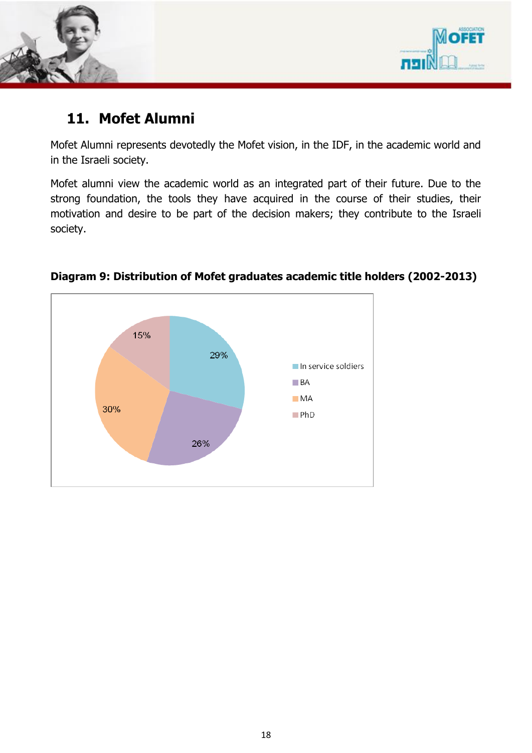## 11. Mofet Alumni

Mofet Alumni represents devotedly the Mofet vision, in the IDF, in the academic world and in the Israeli society.

Mofet alumni view the academic world as an integrated part of their future. Due to the strong foundation, the tools they have acquired in the course of their studies, their motivation and desire to be part of the decision makers; they contribute to the Israeli society.

**Diagram 9: Distribution of Mofet graduates academic title holders (2002-2013)**

15%
29%
30%
26%

In service soldiers
BA
MA
PhD